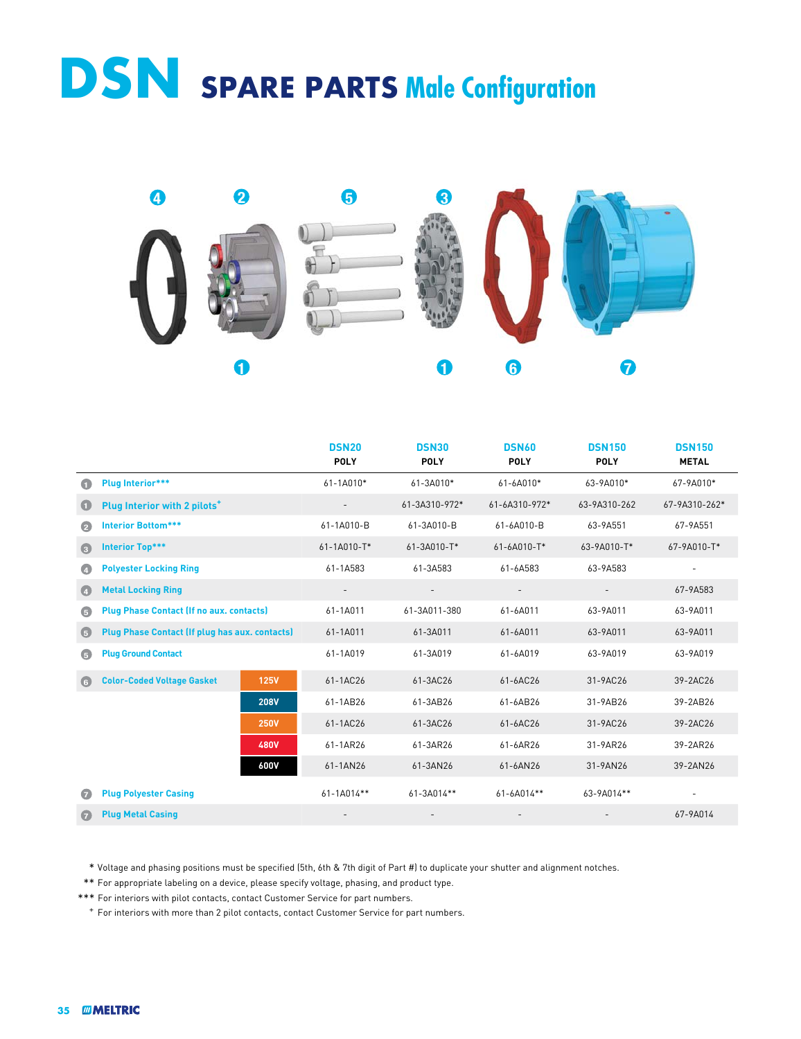# DSN SPARE PARTS Male Configuration

| | | | DSN20 POLY | DSN30 POLY | DSN60 POLY | DSN150 POLY | DSN150 METAL |
|---|---|---|---|---|---|---|---|
| 1 | Plug Interior*** | | 61-1A010* | 61-3A010* | 61-6A010* | 63-9A010* | 67-9A010* |
| 1 | Plug Interior with 2 pilots+ | | - | 61-3A310-972* | 61-6A310-972* | 63-9A310-262 | 67-9A310-262* |
| 2 | Interior Bottom*** | | 61-1A010-B | 61-3A010-B | 61-6A010-B | 63-9A551 | 67-9A551 |
| 3 | Interior Top*** | | 61-1A010-T* | 61-3A010-T* | 61-6A010-T* | 63-9A010-T* | 67-9A010-T* |
| 4 | Polyester Locking Ring | | 61-1A583 | 61-3A583 | 61-6A583 | 63-9A583 | - |
| 4 | Metal Locking Ring | | - | - | - | - | 67-9A583 |
| 5 | Plug Phase Contact (If no aux. contacts) | | 61-1A011 | 61-3A011-380 | 61-6A011 | 63-9A011 | 63-9A011 |
| 5 | Plug Phase Contact (If plug has aux. contacts) | | 61-1A011 | 61-3A011 | 61-6A011 | 63-9A011 | 63-9A011 |
| 5 | Plug Ground Contact | | 61-1A019 | 61-3A019 | 61-6A019 | 63-9A019 | 63-9A019 |
| 6 | Color-Coded Voltage Gasket | 125V | 61-1AC26 | 61-3AC26 | 61-6AC26 | 31-9AC26 | 39-2AC26 |
| | | 208V | 61-1AB26 | 61-3AB26 | 61-6AB26 | 31-9AB26 | 39-2AB26 |
| | | 250V | 61-1AC26 | 61-3AC26 | 61-6AC26 | 31-9AC26 | 39-2AC26 |
| | | 480V | 61-1AR26 | 61-3AR26 | 61-6AR26 | 31-9AR26 | 39-2AR26 |
| | | 600V | 61-1AN26 | 61-3AN26 | 61-6AN26 | 31-9AN26 | 39-2AN26 |
| 7 | Plug Polyester Casing | | 61-1A014** | 61-3A014** | 61-6A014** | 63-9A014** | - |
| 7 | Plug Metal Casing | | - | - | - | - | 67-9A014 |

\* Voltage and phasing positions must be specified (5th, 6th & 7th digit of Part #) to duplicate your shutter and alignment notches.

\*\* For appropriate labeling on a device, please specify voltage, phasing, and product type.

\*\*\* For interiors with pilot contacts, contact Customer Service for part numbers.

\+ For interiors with more than 2 pilot contacts, contact Customer Service for part numbers.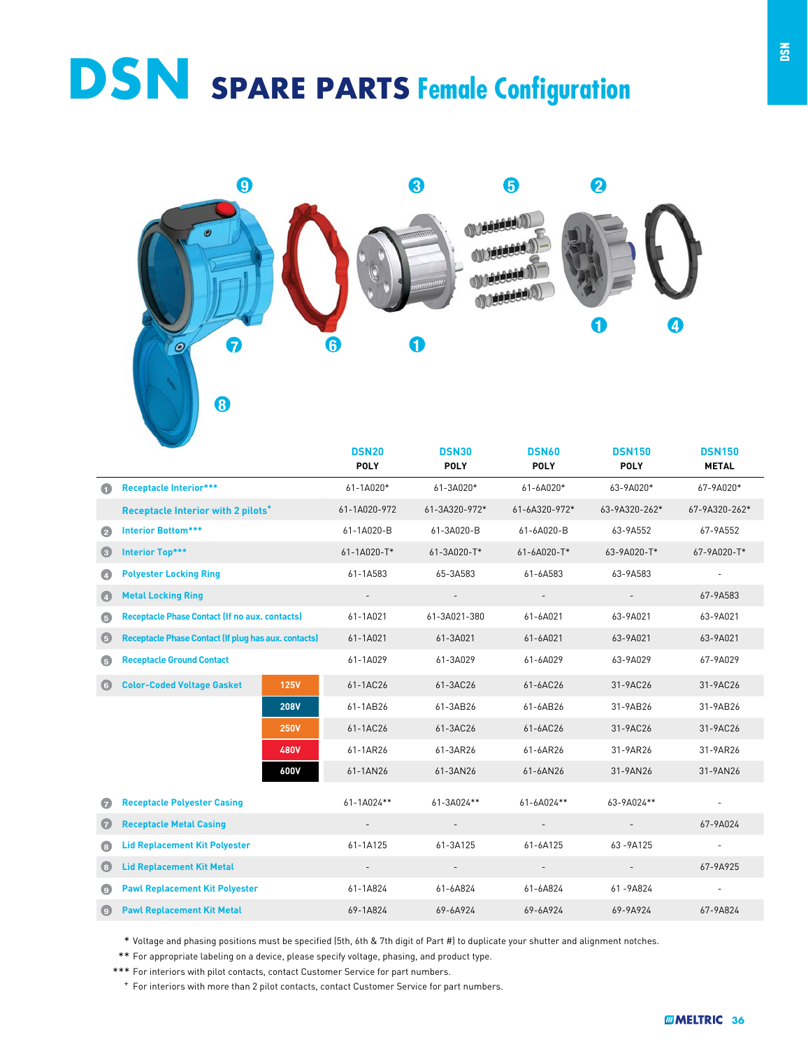# DSN SPARE PARTS Female Configuration

| # | Part | Voltage | DSN20 POLY | DSN30 POLY | DSN60 POLY | DSN150 POLY | DSN150 METAL |
|---|---|---|---|---|---|---|---|
| 1 | Receptacle Interior*** | | 61-1A020* | 61-3A020* | 61-6A020* | 63-9A020* | 67-9A020* |
| | Receptacle Interior with 2 pilots+ | | 61-1A020-972 | 61-3A320-972* | 61-6A320-972* | 63-9A320-262* | 67-9A320-262* |
| 2 | Interior Bottom*** | | 61-1A020-B | 61-3A020-B | 61-6A020-B | 63-9A552 | 67-9A552 |
| 3 | Interior Top*** | | 61-1A020-T* | 61-3A020-T* | 61-6A020-T* | 63-9A020-T* | 67-9A020-T* |
| 4 | Polyester Locking Ring | | 61-1A583 | 65-3A583 | 61-6A583 | 63-9A583 | - |
| 4 | Metal Locking Ring | | - | - | - | - | 67-9A583 |
| 5 | Receptacle Phase Contact (If no aux. contacts) | | 61-1A021 | 61-3A021-380 | 61-6A021 | 63-9A021 | 63-9A021 |
| 5 | Receptacle Phase Contact (If plug has aux. contacts) | | 61-1A021 | 61-3A021 | 61-6A021 | 63-9A021 | 63-9A021 |
| 5 | Receptacle Ground Contact | | 61-1A029 | 61-3A029 | 61-6A029 | 63-9A029 | 67-9A029 |
| 6 | Color-Coded Voltage Gasket | 125V | 61-1AC26 | 61-3AC26 | 61-6AC26 | 31-9AC26 | 31-9AC26 |
| | | 208V | 61-1AB26 | 61-3AB26 | 61-6AB26 | 31-9AB26 | 31-9AB26 |
| | | 250V | 61-1AC26 | 61-3AC26 | 61-6AC26 | 31-9AC26 | 31-9AC26 |
| | | 480V | 61-1AR26 | 61-3AR26 | 61-6AR26 | 31-9AR26 | 31-9AR26 |
| | | 600V | 61-1AN26 | 61-3AN26 | 61-6AN26 | 31-9AN26 | 31-9AN26 |
| 7 | Receptacle Polyester Casing | | 61-1A024** | 61-3A024** | 61-6A024** | 63-9A024** | - |
| 7 | Receptacle Metal Casing | | - | - | - | - | 67-9A024 |
| 8 | Lid Replacement Kit Polyester | | 61-1A125 | 61-3A125 | 61-6A125 | 63 -9A125 | - |
| 8 | Lid Replacement Kit Metal | | - | - | - | - | 67-9A925 |
| 9 | Pawl Replacement Kit Polyester | | 61-1A824 | 61-6A824 | 61-6A824 | 61 -9A824 | - |
| 9 | Pawl Replacement Kit Metal | | 69-1A824 | 69-6A924 | 69-6A924 | 69-9A924 | 67-9A824 |

\* Voltage and phasing positions must be specified (5th, 6th & 7th digit of Part #) to duplicate your shutter and alignment notches.

\** For appropriate labeling on a device, please specify voltage, phasing, and product type.

\*** For interiors with pilot contacts, contact Customer Service for part numbers.

+ For interiors with more than 2 pilot contacts, contact Customer Service for part numbers.